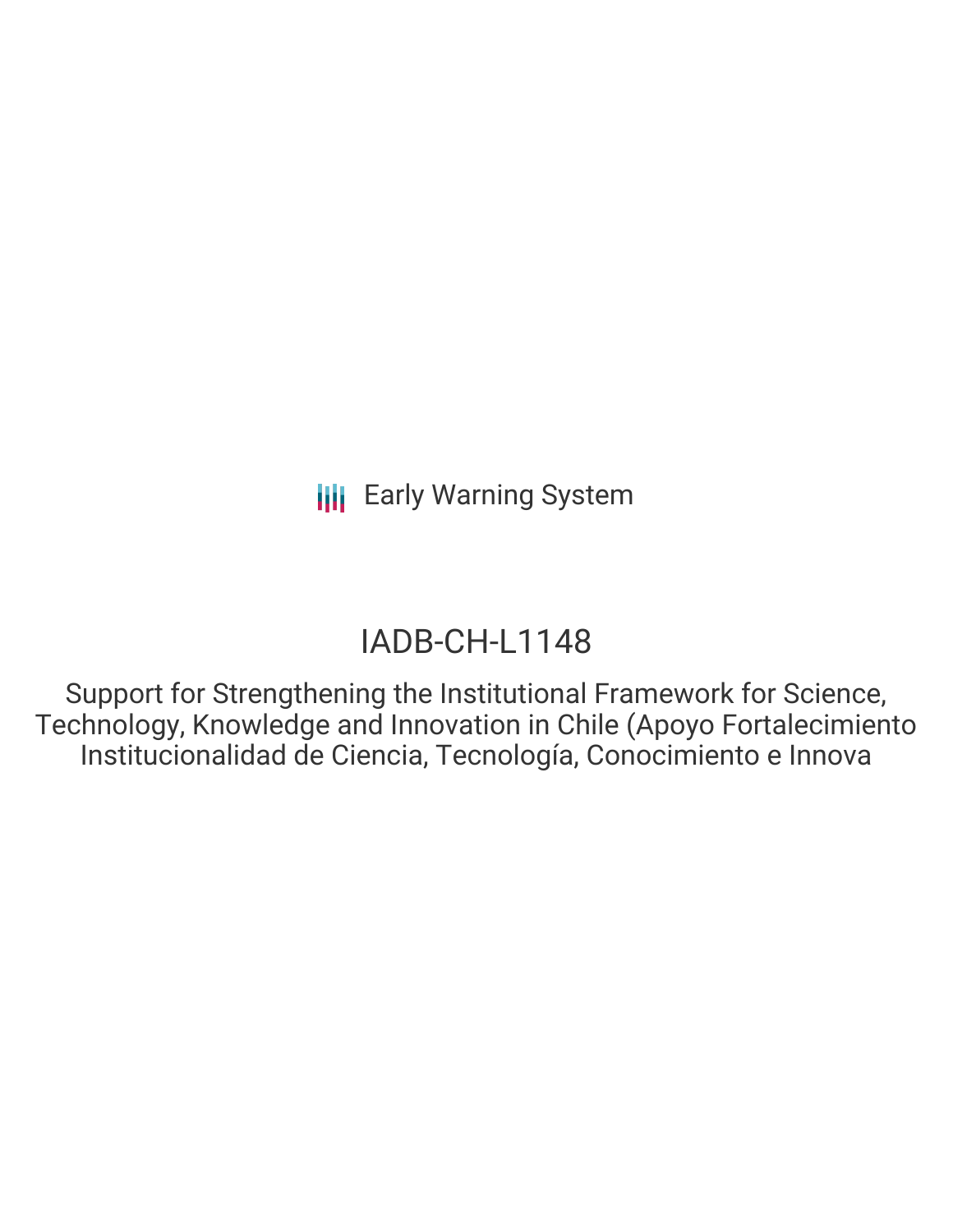Early Warning System

# IADB-CH-L1148

Support for Strengthening the Institutional Framework for Science, Technology, Knowledge and Innovation in Chile (Apoyo Fortalecimiento Institucionalidad de Ciencia, Tecnología, Conocimiento e Innova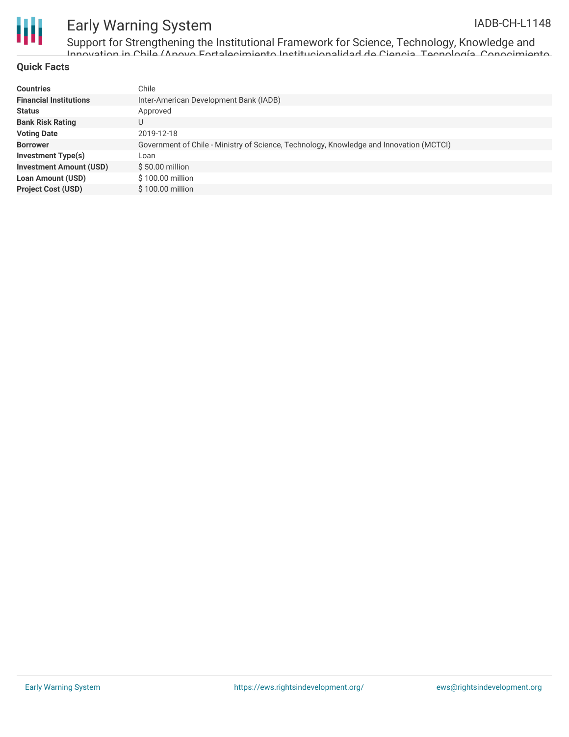## Quick Facts

| | |
|---|---|
| **Countries** | Chile |
| **Financial Institutions** | Inter-American Development Bank (IADB) |
| **Status** | Approved |
| **Bank Risk Rating** | U |
| **Voting Date** | 2019-12-18 |
| **Borrower** | Government of Chile - Ministry of Science, Technology, Knowledge and Innovation (MCTCI) |
| **Investment Type(s)** | Loan |
| **Investment Amount (USD)** | $ 50.00 million |
| **Loan Amount (USD)** | $ 100.00 million |
| **Project Cost (USD)** | $ 100.00 million |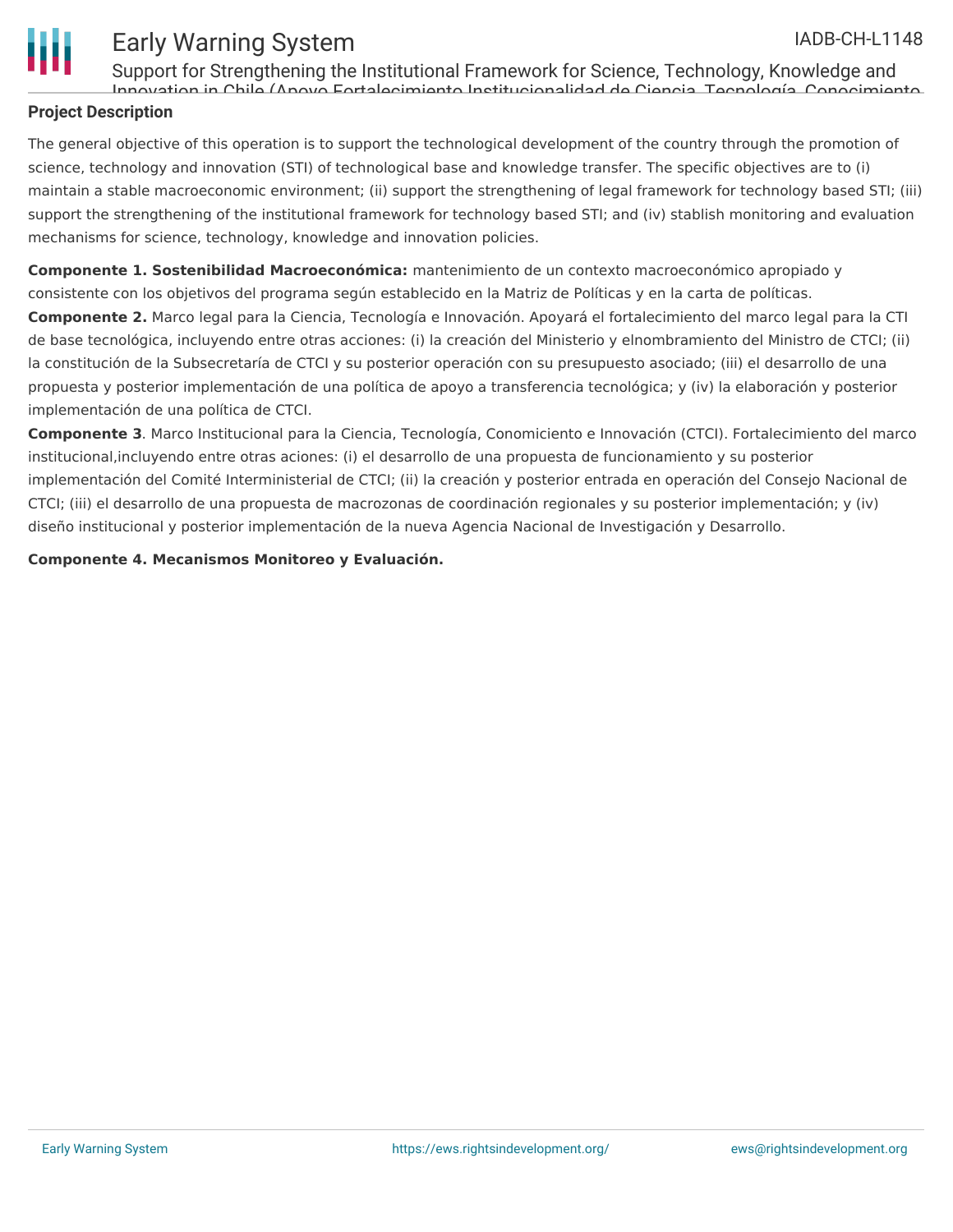## Project Description

The general objective of this operation is to support the technological development of the country through the promotion of science, technology and innovation (STI) of technological base and knowledge transfer. The specific objectives are to (i) maintain a stable macroeconomic environment; (ii) support the strengthening of legal framework for technology based STI; (iii) support the strengthening of the institutional framework for technology based STI; and (iv) stablish monitoring and evaluation mechanisms for science, technology, knowledge and innovation policies.

**Componente 1. Sostenibilidad Macroeconómica:** mantenimiento de un contexto macroeconómico apropiado y consistente con los objetivos del programa según establecido en la Matriz de Políticas y en la carta de políticas.
**Componente 2.** Marco legal para la Ciencia, Tecnología e Innovación. Apoyará el fortalecimiento del marco legal para la CTI de base tecnológica, incluyendo entre otras acciones: (i) la creación del Ministerio y elnombramiento del Ministro de CTCI; (ii) la constitución de la Subsecretaría de CTCI y su posterior operación con su presupuesto asociado; (iii) el desarrollo de una propuesta y posterior implementación de una política de apoyo a transferencia tecnológica; y (iv) la elaboración y posterior implementación de una política de CTCI.
**Componente 3**. Marco Institucional para la Ciencia, Tecnología, Conomiciento e Innovación (CTCI). Fortalecimiento del marco institucional,incluyendo entre otras aciones: (i) el desarrollo de una propuesta de funcionamiento y su posterior implementación del Comité Interministerial de CTCI; (ii) la creación y posterior entrada en operación del Consejo Nacional de CTCI; (iii) el desarrollo de una propuesta de macrozonas de coordinación regionales y su posterior implementación; y (iv) diseño institucional y posterior implementación de la nueva Agencia Nacional de Investigación y Desarrollo.

**Componente 4. Mecanismos Monitoreo y Evaluación.**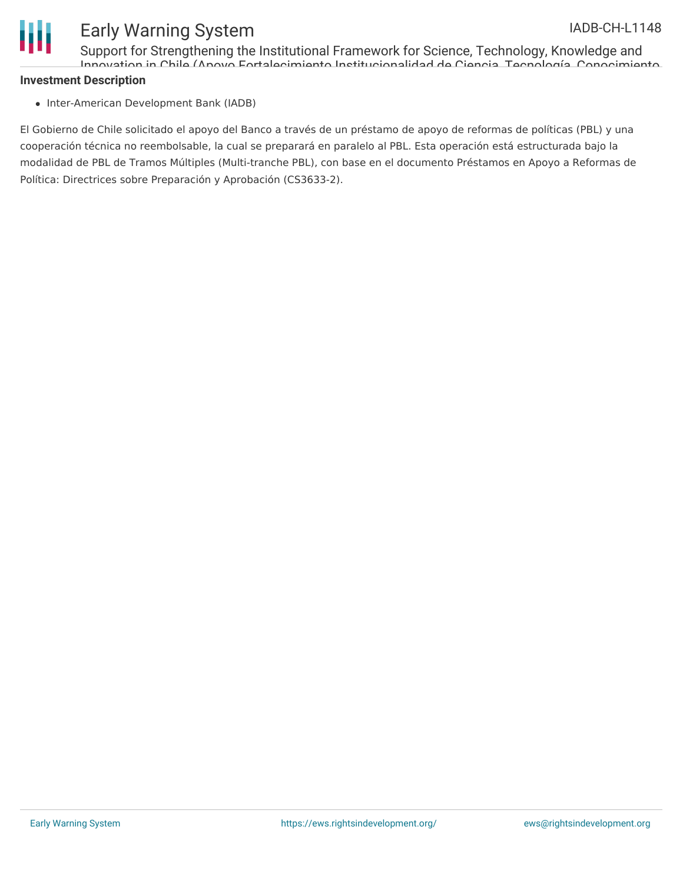### Investment Description

- Inter-American Development Bank (IADB)

El Gobierno de Chile solicitado el apoyo del Banco a través de un préstamo de apoyo de reformas de políticas (PBL) y una cooperación técnica no reembolsable, la cual se preparará en paralelo al PBL. Esta operación está estructurada bajo la modalidad de PBL de Tramos Múltiples (Multi-tranche PBL), con base en el documento Préstamos en Apoyo a Reformas de Política: Directrices sobre Preparación y Aprobación (CS3633-2).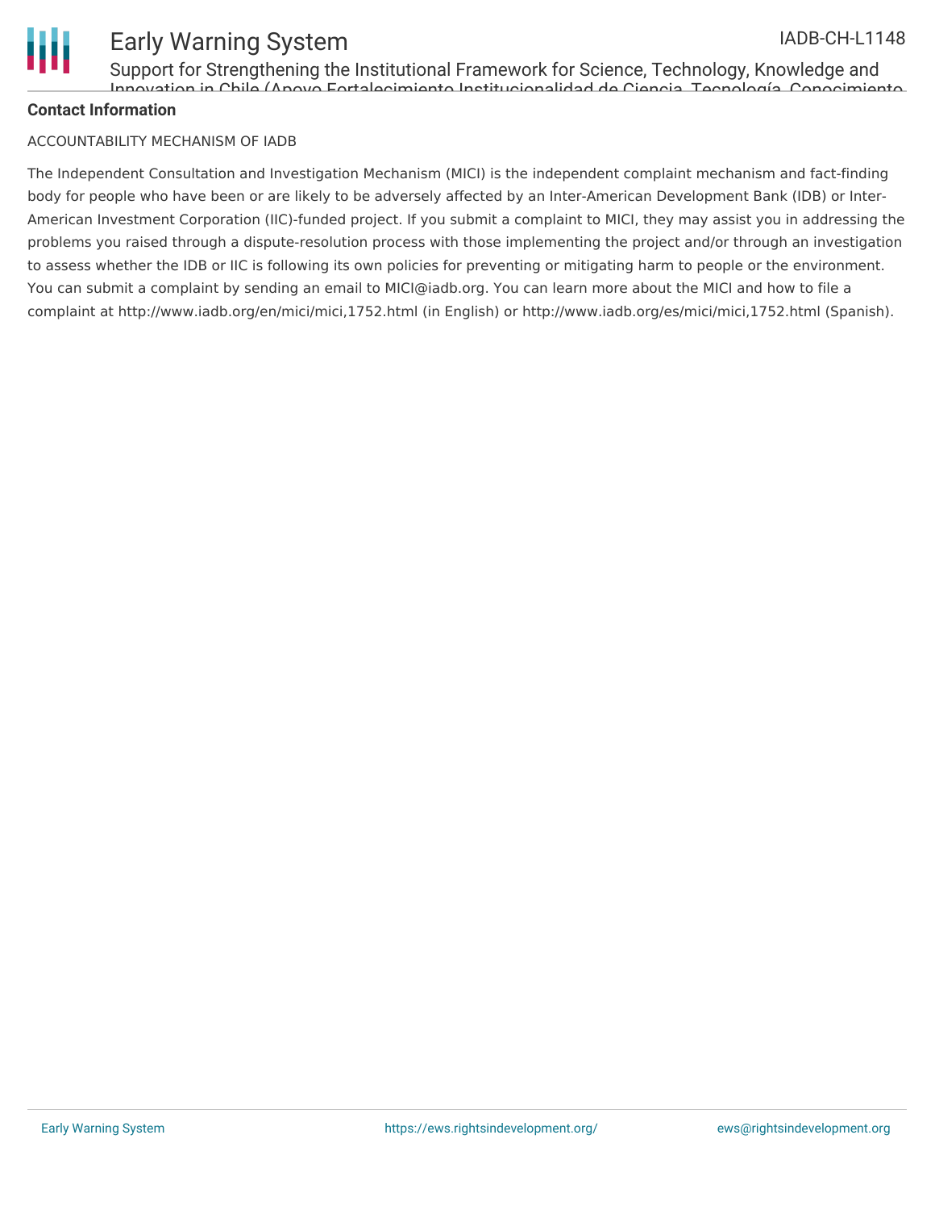**Contact Information**

ACCOUNTABILITY MECHANISM OF IADB

The Independent Consultation and Investigation Mechanism (MICI) is the independent complaint mechanism and fact-finding body for people who have been or are likely to be adversely affected by an Inter-American Development Bank (IDB) or Inter-American Investment Corporation (IIC)-funded project. If you submit a complaint to MICI, they may assist you in addressing the problems you raised through a dispute-resolution process with those implementing the project and/or through an investigation to assess whether the IDB or IIC is following its own policies for preventing or mitigating harm to people or the environment. You can submit a complaint by sending an email to MICI@iadb.org. You can learn more about the MICI and how to file a complaint at http://www.iadb.org/en/mici/mici,1752.html (in English) or http://www.iadb.org/es/mici/mici,1752.html (Spanish).